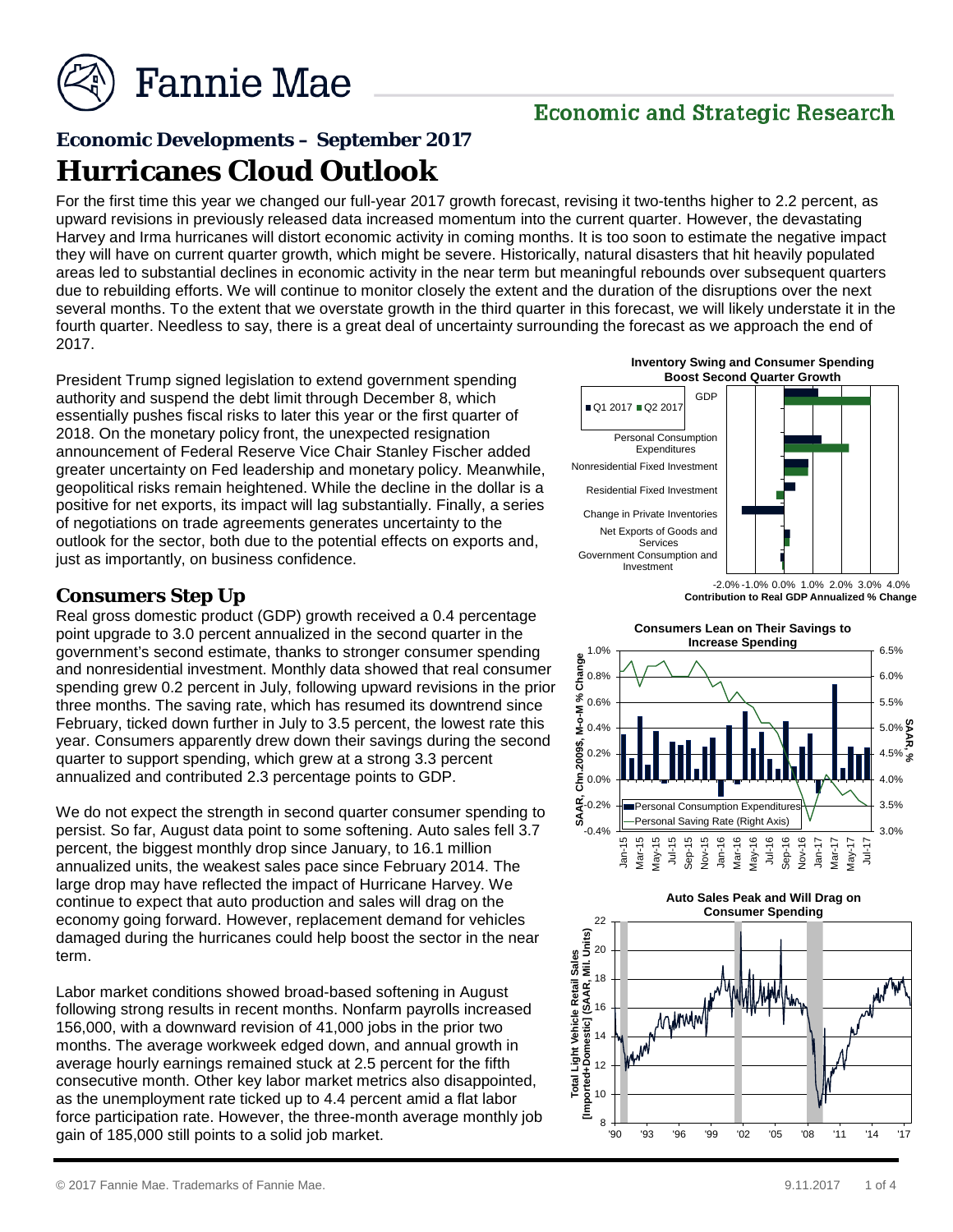Fannie Mae

Economic and Strategic Research

## Economic Developments – September 2017

# Hurricanes Cloud Outlook

For the first time this year we changed our full-year 2017 growth forecast, revising it two-tenths higher to 2.2 percent, as upward revisions in previously released data increased momentum into the current quarter. However, the devastating Harvey and Irma hurricanes will distort economic activity in coming months. It is too soon to estimate the negative impact they will have on current quarter growth, which might be severe. Historically, natural disasters that hit heavily populated areas led to substantial declines in economic activity in the near term but meaningful rebounds over subsequent quarters due to rebuilding efforts. We will continue to monitor closely the extent and the duration of the disruptions over the next several months. To the extent that we overstate growth in the third quarter in this forecast, we will likely understate it in the fourth quarter. Needless to say, there is a great deal of uncertainty surrounding the forecast as we approach the end of 2017.

President Trump signed legislation to extend government spending authority and suspend the debt limit through December 8, which essentially pushes fiscal risks to later this year or the first quarter of 2018. On the monetary policy front, the unexpected resignation announcement of Federal Reserve Vice Chair Stanley Fischer added greater uncertainty on Fed leadership and monetary policy. Meanwhile, geopolitical risks remain heightened. While the decline in the dollar is a positive for net exports, its impact will lag substantially. Finally, a series of negotiations on trade agreements generates uncertainty to the outlook for the sector, both due to the potential effects on exports and, just as importantly, on business confidence.

## Consumers Step Up

Real gross domestic product (GDP) growth received a 0.4 percentage point upgrade to 3.0 percent annualized in the second quarter in the government's second estimate, thanks to stronger consumer spending and nonresidential investment. Monthly data showed that real consumer spending grew 0.2 percent in July, following upward revisions in the prior three months. The saving rate, which has resumed its downtrend since February, ticked down further in July to 3.5 percent, the lowest rate this year. Consumers apparently drew down their savings during the second quarter to support spending, which grew at a strong 3.3 percent annualized and contributed 2.3 percentage points to GDP.

We do not expect the strength in second quarter consumer spending to persist. So far, August data point to some softening. Auto sales fell 3.7 percent, the biggest monthly drop since January, to 16.1 million annualized units, the weakest sales pace since February 2014. The large drop may have reflected the impact of Hurricane Harvey. We continue to expect that auto production and sales will drag on the economy going forward. However, replacement demand for vehicles damaged during the hurricanes could help boost the sector in the near term.

Labor market conditions showed broad-based softening in August following strong results in recent months. Nonfarm payrolls increased 156,000, with a downward revision of 41,000 jobs in the prior two months. The average workweek edged down, and annual growth in average hourly earnings remained stuck at 2.5 percent for the fifth consecutive month. Other key labor market metrics also disappointed, as the unemployment rate ticked up to 4.4 percent amid a flat labor force participation rate. However, the three-month average monthly job gain of 185,000 still points to a solid job market.

**Inventory Swing and Consumer Spending Boost Second Quarter Growth**

**Consumers Lean on Their Savings to Increase Spending**

**Auto Sales Peak and Will Drag on Consumer Spending**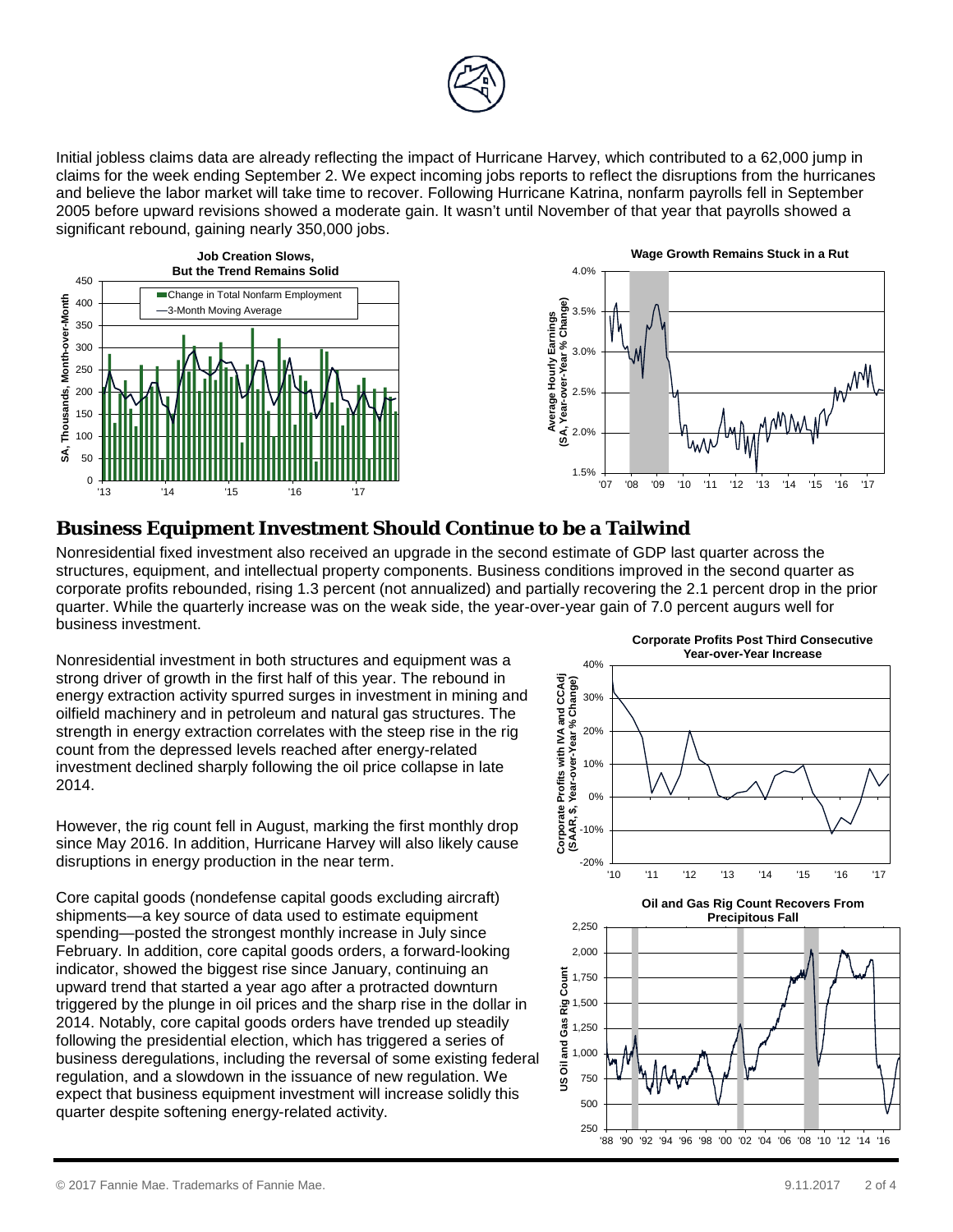Initial jobless claims data are already reflecting the impact of Hurricane Harvey, which contributed to a 62,000 jump in claims for the week ending September 2. We expect incoming jobs reports to reflect the disruptions from the hurricanes and believe the labor market will take time to recover. Following Hurricane Katrina, nonfarm payrolls fell in September 2005 before upward revisions showed a moderate gain. It wasn't until November of that year that payrolls showed a significant rebound, gaining nearly 350,000 jobs.

**Job Creation Slows, But the Trend Remains Solid**

**Wage Growth Remains Stuck in a Rut**

## Business Equipment Investment Should Continue to be a Tailwind

Nonresidential fixed investment also received an upgrade in the second estimate of GDP last quarter across the structures, equipment, and intellectual property components. Business conditions improved in the second quarter as corporate profits rebounded, rising 1.3 percent (not annualized) and partially recovering the 2.1 percent drop in the prior quarter. While the quarterly increase was on the weak side, the year-over-year gain of 7.0 percent augurs well for business investment.

Nonresidential investment in both structures and equipment was a strong driver of growth in the first half of this year. The rebound in energy extraction activity spurred surges in investment in mining and oilfield machinery and in petroleum and natural gas structures. The strength in energy extraction correlates with the steep rise in the rig count from the depressed levels reached after energy-related investment declined sharply following the oil price collapse in late 2014.

However, the rig count fell in August, marking the first monthly drop since May 2016. In addition, Hurricane Harvey will also likely cause disruptions in energy production in the near term.

Core capital goods (nondefense capital goods excluding aircraft) shipments—a key source of data used to estimate equipment spending—posted the strongest monthly increase in July since February. In addition, core capital goods orders, a forward-looking indicator, showed the biggest rise since January, continuing an upward trend that started a year ago after a protracted downturn triggered by the plunge in oil prices and the sharp rise in the dollar in 2014. Notably, core capital goods orders have trended up steadily following the presidential election, which has triggered a series of business deregulations, including the reversal of some existing federal regulation, and a slowdown in the issuance of new regulation. We expect that business equipment investment will increase solidly this quarter despite softening energy-related activity.

**Corporate Profits Post Third Consecutive Year-over-Year Increase**

**Oil and Gas Rig Count Recovers From Precipitous Fall**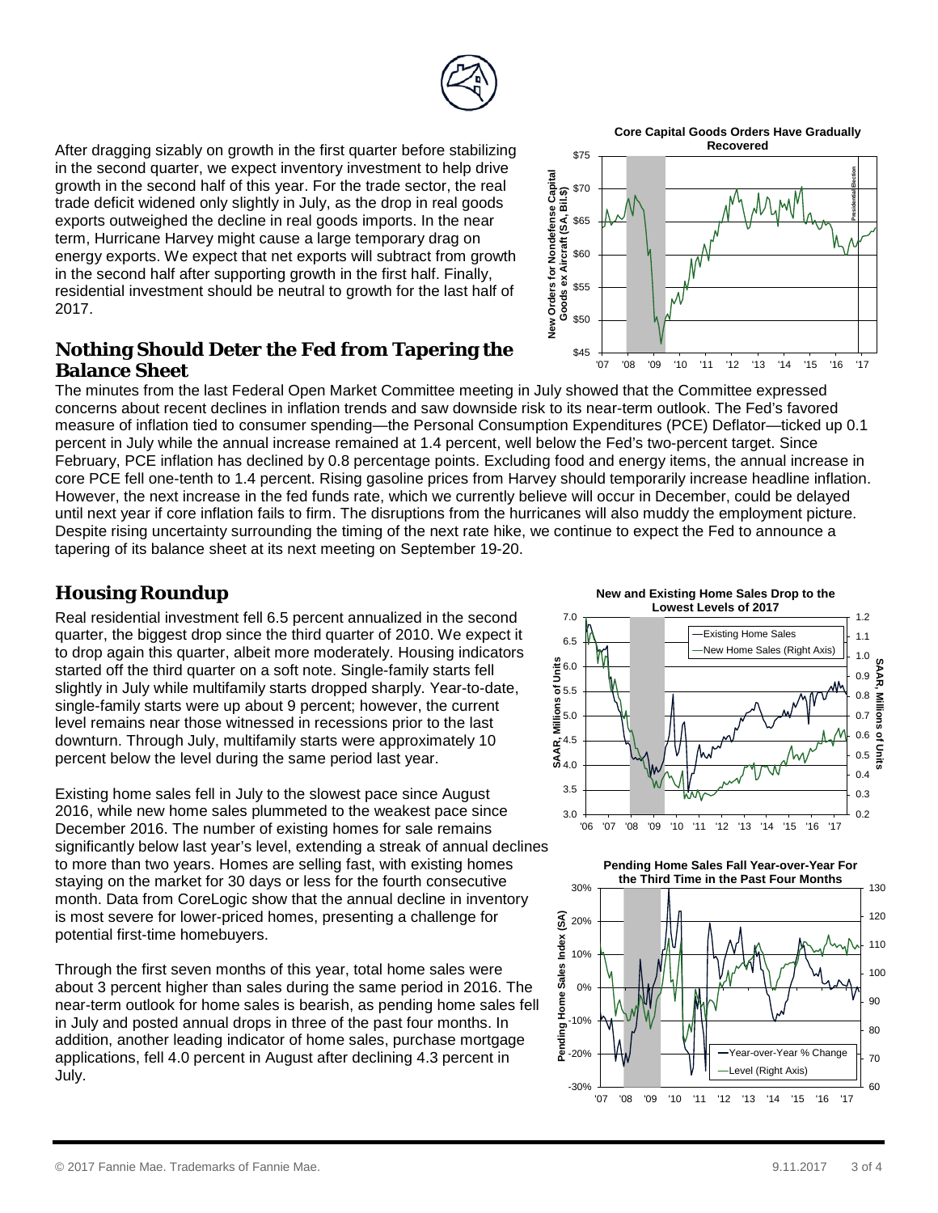After dragging sizably on growth in the first quarter before stabilizing in the second quarter, we expect inventory investment to help drive growth in the second half of this year. For the trade sector, the real trade deficit widened only slightly in July, as the drop in real goods exports outweighed the decline in real goods imports. In the near term, Hurricane Harvey might cause a large temporary drag on energy exports. We expect that net exports will subtract from growth in the second half after supporting growth in the first half. Finally, residential investment should be neutral to growth for the last half of 2017.

**Core Capital Goods Orders Have Gradually Recovered**

## Nothing Should Deter the Fed from Tapering the Balance Sheet

The minutes from the last Federal Open Market Committee meeting in July showed that the Committee expressed concerns about recent declines in inflation trends and saw downside risk to its near-term outlook. The Fed's favored measure of inflation tied to consumer spending—the Personal Consumption Expenditures (PCE) Deflator—ticked up 0.1 percent in July while the annual increase remained at 1.4 percent, well below the Fed's two-percent target. Since February, PCE inflation has declined by 0.8 percentage points. Excluding food and energy items, the annual increase in core PCE fell one-tenth to 1.4 percent. Rising gasoline prices from Harvey should temporarily increase headline inflation. However, the next increase in the fed funds rate, which we currently believe will occur in December, could be delayed until next year if core inflation fails to firm. The disruptions from the hurricanes will also muddy the employment picture. Despite rising uncertainty surrounding the timing of the next rate hike, we continue to expect the Fed to announce a tapering of its balance sheet at its next meeting on September 19-20.

## Housing Roundup

Real residential investment fell 6.5 percent annualized in the second quarter, the biggest drop since the third quarter of 2010. We expect it to drop again this quarter, albeit more moderately. Housing indicators started off the third quarter on a soft note. Single-family starts fell slightly in July while multifamily starts dropped sharply. Year-to-date, single-family starts were up about 9 percent; however, the current level remains near those witnessed in recessions prior to the last downturn. Through July, multifamily starts were approximately 10 percent below the level during the same period last year.

**New and Existing Home Sales Drop to the Lowest Levels of 2017**

Existing home sales fell in July to the slowest pace since August 2016, while new home sales plummeted to the weakest pace since December 2016. The number of existing homes for sale remains significantly below last year's level, extending a streak of annual declines to more than two years. Homes are selling fast, with existing homes staying on the market for 30 days or less for the fourth consecutive month. Data from CoreLogic show that the annual decline in inventory is most severe for lower-priced homes, presenting a challenge for potential first-time homebuyers.

**Pending Home Sales Fall Year-over-Year For the Third Time in the Past Four Months**

Through the first seven months of this year, total home sales were about 3 percent higher than sales during the same period in 2016. The near-term outlook for home sales is bearish, as pending home sales fell in July and posted annual drops in three of the past four months. In addition, another leading indicator of home sales, purchase mortgage applications, fell 4.0 percent in August after declining 4.3 percent in July.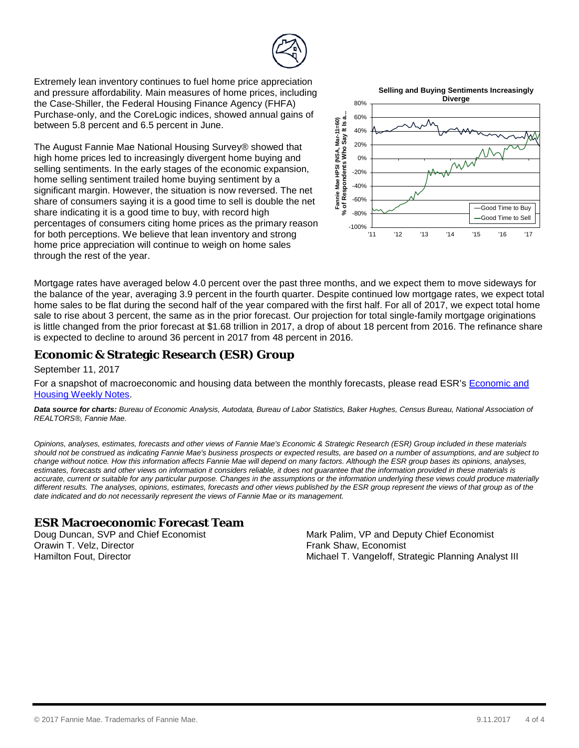Extremely lean inventory continues to fuel home price appreciation and pressure affordability. Main measures of home prices, including the Case-Shiller, the Federal Housing Finance Agency (FHFA) Purchase-only, and the CoreLogic indices, showed annual gains of between 5.8 percent and 6.5 percent in June.

The August Fannie Mae National Housing Survey® showed that high home prices led to increasingly divergent home buying and selling sentiments. In the early stages of the economic expansion, home selling sentiment trailed home buying sentiment by a significant margin. However, the situation is now reversed. The net share of consumers saying it is a good time to sell is double the net share indicating it is a good time to buy, with record high percentages of consumers citing home prices as the primary reason for both perceptions. We believe that lean inventory and strong home price appreciation will continue to weigh on home sales through the rest of the year.

**Selling and Buying Sentiments Increasingly Diverge**

Fannie Mae HPSI (NSA, Mar-11=60)
% of Respondents Who Say It Is a...

80%
60%
40%
20%
0%
-20%
-40%
-60%
-80%
-100%

'11 '12 '13 '14 '15 '16 '17

Good Time to Buy
Good Time to Sell

Mortgage rates have averaged below 4.0 percent over the past three months, and we expect them to move sideways for the balance of the year, averaging 3.9 percent in the fourth quarter. Despite continued low mortgage rates, we expect total home sales to be flat during the second half of the year compared with the first half. For all of 2017, we expect total home sale to rise about 3 percent, the same as in the prior forecast. Our projection for total single-family mortgage originations is little changed from the prior forecast at $1.68 trillion in 2017, a drop of about 18 percent from 2016. The refinance share is expected to decline to around 36 percent in 2017 from 48 percent in 2016.

## Economic & Strategic Research (ESR) Group

September 11, 2017

For a snapshot of macroeconomic and housing data between the monthly forecasts, please read ESR's Economic and Housing Weekly Notes.

***Data source for charts:*** *Bureau of Economic Analysis, Autodata, Bureau of Labor Statistics, Baker Hughes, Census Bureau, National Association of REALTORS®, Fannie Mae.*

*Opinions, analyses, estimates, forecasts and other views of Fannie Mae's Economic & Strategic Research (ESR) Group included in these materials should not be construed as indicating Fannie Mae's business prospects or expected results, are based on a number of assumptions, and are subject to change without notice. How this information affects Fannie Mae will depend on many factors. Although the ESR group bases its opinions, analyses, estimates, forecasts and other views on information it considers reliable, it does not guarantee that the information provided in these materials is accurate, current or suitable for any particular purpose. Changes in the assumptions or the information underlying these views could produce materially different results. The analyses, opinions, estimates, forecasts and other views published by the ESR group represent the views of that group as of the date indicated and do not necessarily represent the views of Fannie Mae or its management.*

## ESR Macroeconomic Forecast Team

Doug Duncan, SVP and Chief Economist
Orawin T. Velz, Director
Hamilton Fout, Director
Mark Palim, VP and Deputy Chief Economist
Frank Shaw, Economist
Michael T. Vangeloff, Strategic Planning Analyst III

© 2017 Fannie Mae. Trademarks of Fannie Mae.